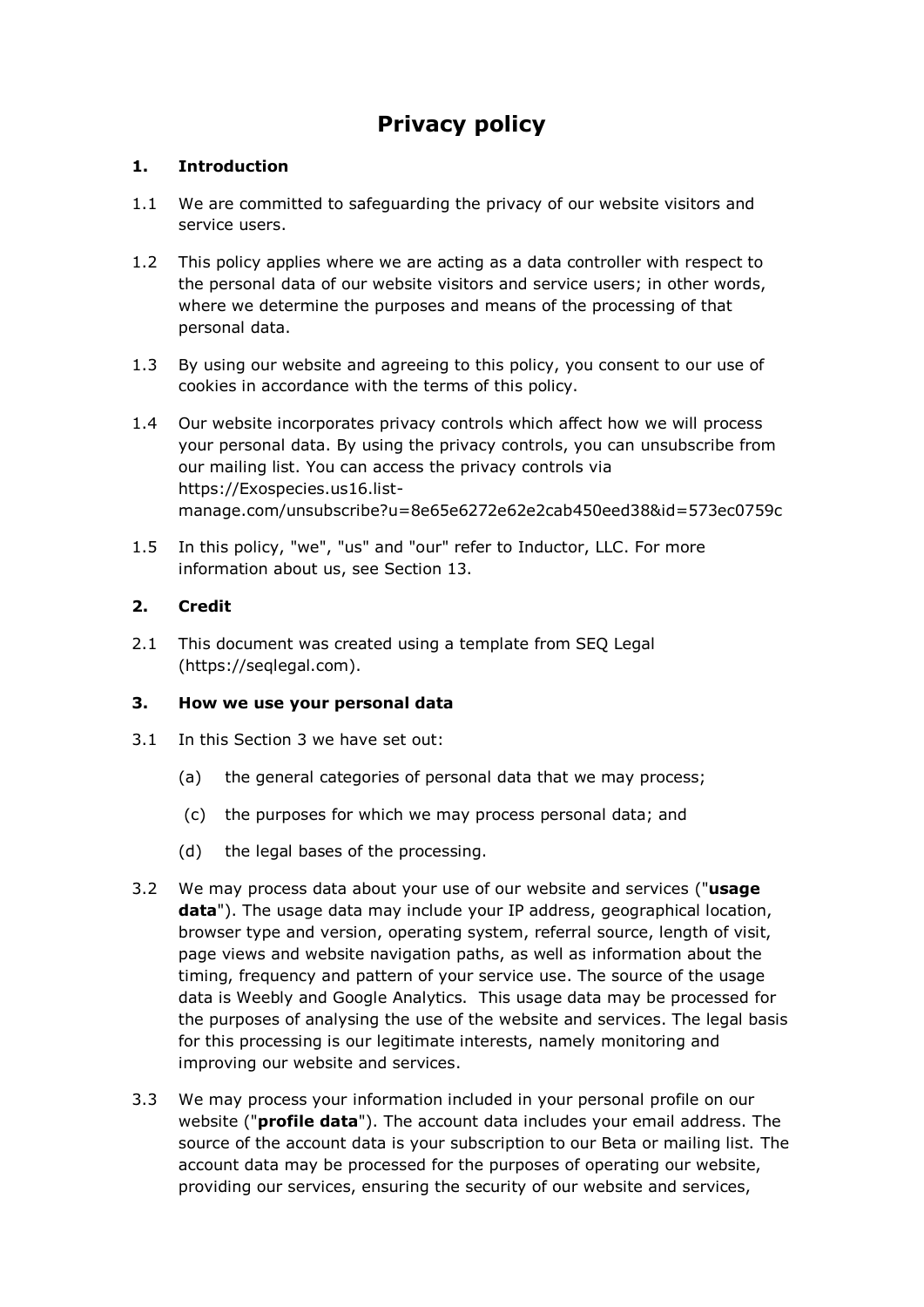# Privacy policy

## 1. Introduction

1.1 We are committed to safeguarding the privacy of our website visitors and service users.

1.2 This policy applies where we are acting as a data controller with respect to the personal data of our website visitors and service users; in other words, where we determine the purposes and means of the processing of that personal data.

1.3 By using our website and agreeing to this policy, you consent to our use of cookies in accordance with the terms of this policy.

1.4 Our website incorporates privacy controls which affect how we will process your personal data. By using the privacy controls, you can unsubscribe from our mailing list. You can access the privacy controls via https://Exospecies.us16.list-manage.com/unsubscribe?u=8e65e6272e62e2cab450eed38&id=573ec0759c

1.5 In this policy, "we", "us" and "our" refer to Inductor, LLC. For more information about us, see Section 13.

## 2. Credit

2.1 This document was created using a template from SEQ Legal (https://seqlegal.com).

## 3. How we use your personal data

3.1 In this Section 3 we have set out:

(a) the general categories of personal data that we may process;

(c) the purposes for which we may process personal data; and

(d) the legal bases of the processing.

3.2 We may process data about your use of our website and services ("**usage data**"). The usage data may include your IP address, geographical location, browser type and version, operating system, referral source, length of visit, page views and website navigation paths, as well as information about the timing, frequency and pattern of your service use. The source of the usage data is Weebly and Google Analytics. This usage data may be processed for the purposes of analysing the use of the website and services. The legal basis for this processing is our legitimate interests, namely monitoring and improving our website and services.

3.3 We may process your information included in your personal profile on our website ("**profile data**"). The account data includes your email address. The source of the account data is your subscription to our Beta or mailing list. The account data may be processed for the purposes of operating our website, providing our services, ensuring the security of our website and services,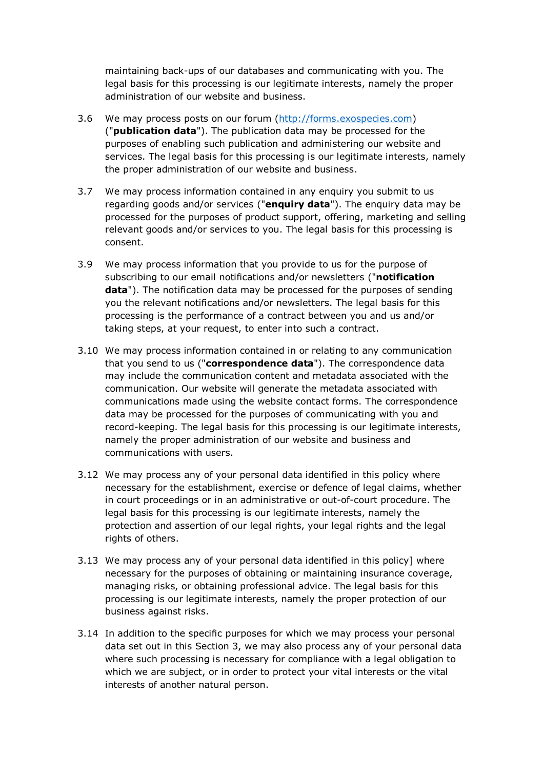maintaining back-ups of our databases and communicating with you. The legal basis for this processing is our legitimate interests, namely the proper administration of our website and business.

3.6 We may process posts on our forum ([http://forms.exospecies.com](http://forms.exospecies.com)) ("**publication data**"). The publication data may be processed for the purposes of enabling such publication and administering our website and services. The legal basis for this processing is our legitimate interests, namely the proper administration of our website and business.

3.7 We may process information contained in any enquiry you submit to us regarding goods and/or services ("**enquiry data**"). The enquiry data may be processed for the purposes of product support, offering, marketing and selling relevant goods and/or services to you. The legal basis for this processing is consent.

3.9 We may process information that you provide to us for the purpose of subscribing to our email notifications and/or newsletters ("**notification data**"). The notification data may be processed for the purposes of sending you the relevant notifications and/or newsletters. The legal basis for this processing is the performance of a contract between you and us and/or taking steps, at your request, to enter into such a contract.

3.10 We may process information contained in or relating to any communication that you send to us ("**correspondence data**"). The correspondence data may include the communication content and metadata associated with the communication. Our website will generate the metadata associated with communications made using the website contact forms. The correspondence data may be processed for the purposes of communicating with you and record-keeping. The legal basis for this processing is our legitimate interests, namely the proper administration of our website and business and communications with users.

3.12 We may process any of your personal data identified in this policy where necessary for the establishment, exercise or defence of legal claims, whether in court proceedings or in an administrative or out-of-court procedure. The legal basis for this processing is our legitimate interests, namely the protection and assertion of our legal rights, your legal rights and the legal rights of others.

3.13 We may process any of your personal data identified in this policy] where necessary for the purposes of obtaining or maintaining insurance coverage, managing risks, or obtaining professional advice. The legal basis for this processing is our legitimate interests, namely the proper protection of our business against risks.

3.14 In addition to the specific purposes for which we may process your personal data set out in this Section 3, we may also process any of your personal data where such processing is necessary for compliance with a legal obligation to which we are subject, or in order to protect your vital interests or the vital interests of another natural person.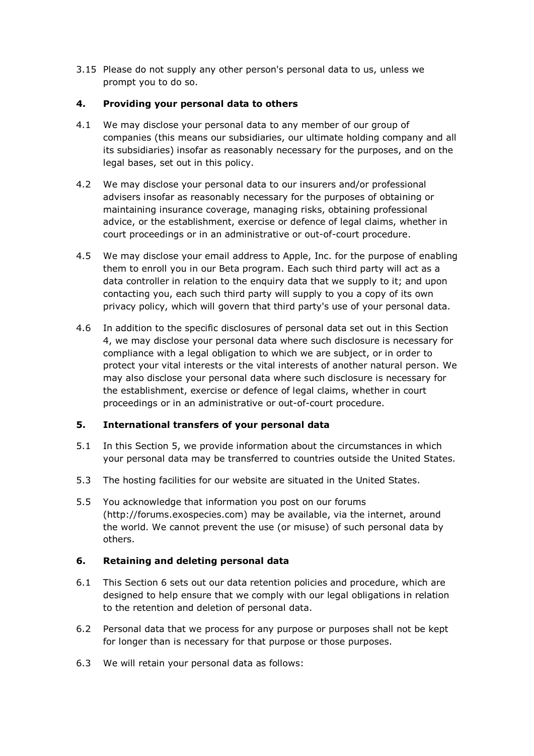3.15 Please do not supply any other person's personal data to us, unless we prompt you to do so.

## 4. Providing your personal data to others

4.1 We may disclose your personal data to any member of our group of companies (this means our subsidiaries, our ultimate holding company and all its subsidiaries) insofar as reasonably necessary for the purposes, and on the legal bases, set out in this policy.

4.2 We may disclose your personal data to our insurers and/or professional advisers insofar as reasonably necessary for the purposes of obtaining or maintaining insurance coverage, managing risks, obtaining professional advice, or the establishment, exercise or defence of legal claims, whether in court proceedings or in an administrative or out-of-court procedure.

4.5 We may disclose your email address to Apple, Inc. for the purpose of enabling them to enroll you in our Beta program. Each such third party will act as a data controller in relation to the enquiry data that we supply to it; and upon contacting you, each such third party will supply to you a copy of its own privacy policy, which will govern that third party's use of your personal data.

4.6 In addition to the specific disclosures of personal data set out in this Section 4, we may disclose your personal data where such disclosure is necessary for compliance with a legal obligation to which we are subject, or in order to protect your vital interests or the vital interests of another natural person. We may also disclose your personal data where such disclosure is necessary for the establishment, exercise or defence of legal claims, whether in court proceedings or in an administrative or out-of-court procedure.

## 5. International transfers of your personal data

5.1 In this Section 5, we provide information about the circumstances in which your personal data may be transferred to countries outside the United States.

5.3 The hosting facilities for our website are situated in the United States.

5.5 You acknowledge that information you post on our forums (http://forums.exospecies.com) may be available, via the internet, around the world. We cannot prevent the use (or misuse) of such personal data by others.

## 6. Retaining and deleting personal data

6.1 This Section 6 sets out our data retention policies and procedure, which are designed to help ensure that we comply with our legal obligations in relation to the retention and deletion of personal data.

6.2 Personal data that we process for any purpose or purposes shall not be kept for longer than is necessary for that purpose or those purposes.

6.3 We will retain your personal data as follows: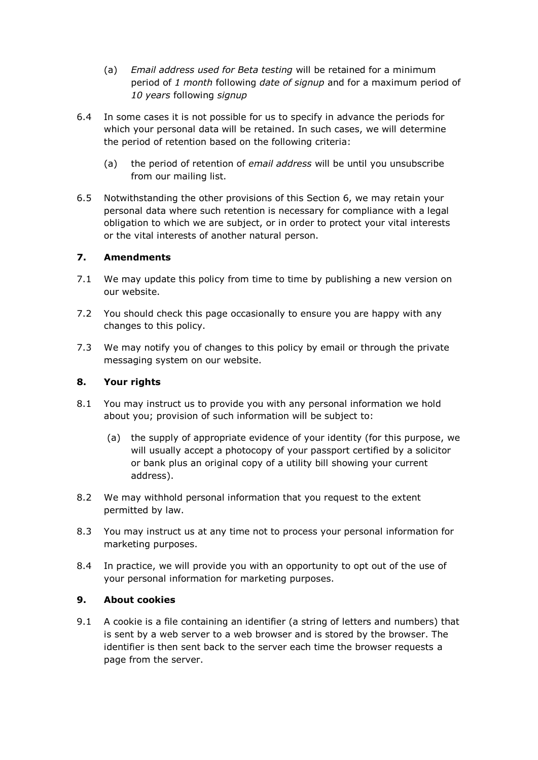(a) *Email address used for Beta testing* will be retained for a minimum period of *1 month* following *date of signup* and for a maximum period of *10 years* following *signup*

6.4 In some cases it is not possible for us to specify in advance the periods for which your personal data will be retained. In such cases, we will determine the period of retention based on the following criteria:

(a) the period of retention of *email address* will be until you unsubscribe from our mailing list.

6.5 Notwithstanding the other provisions of this Section 6, we may retain your personal data where such retention is necessary for compliance with a legal obligation to which we are subject, or in order to protect your vital interests or the vital interests of another natural person.

**7. Amendments**

7.1 We may update this policy from time to time by publishing a new version on our website.

7.2 You should check this page occasionally to ensure you are happy with any changes to this policy.

7.3 We may notify you of changes to this policy by email or through the private messaging system on our website.

**8. Your rights**

8.1 You may instruct us to provide you with any personal information we hold about you; provision of such information will be subject to:

(a) the supply of appropriate evidence of your identity (for this purpose, we will usually accept a photocopy of your passport certified by a solicitor or bank plus an original copy of a utility bill showing your current address).

8.2 We may withhold personal information that you request to the extent permitted by law.

8.3 You may instruct us at any time not to process your personal information for marketing purposes.

8.4 In practice, we will provide you with an opportunity to opt out of the use of your personal information for marketing purposes.

**9. About cookies**

9.1 A cookie is a file containing an identifier (a string of letters and numbers) that is sent by a web server to a web browser and is stored by the browser. The identifier is then sent back to the server each time the browser requests a page from the server.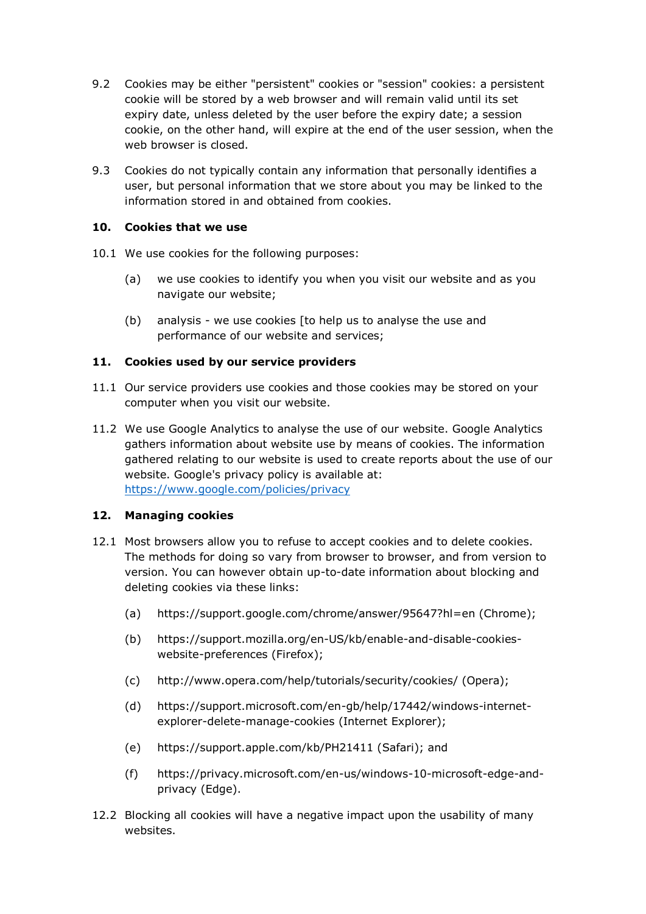9.2 Cookies may be either "persistent" cookies or "session" cookies: a persistent cookie will be stored by a web browser and will remain valid until its set expiry date, unless deleted by the user before the expiry date; a session cookie, on the other hand, will expire at the end of the user session, when the web browser is closed.

9.3 Cookies do not typically contain any information that personally identifies a user, but personal information that we store about you may be linked to the information stored in and obtained from cookies.

## 10. Cookies that we use

10.1 We use cookies for the following purposes:

- (a) we use cookies to identify you when you visit our website and as you navigate our website;
- (b) analysis - we use cookies [to help us to analyse the use and performance of our website and services;

## 11. Cookies used by our service providers

11.1 Our service providers use cookies and those cookies may be stored on your computer when you visit our website.

11.2 We use Google Analytics to analyse the use of our website. Google Analytics gathers information about website use by means of cookies. The information gathered relating to our website is used to create reports about the use of our website. Google's privacy policy is available at: [https://www.google.com/policies/privacy](https://www.google.com/policies/privacy)

## 12. Managing cookies

12.1 Most browsers allow you to refuse to accept cookies and to delete cookies. The methods for doing so vary from browser to browser, and from version to version. You can however obtain up-to-date information about blocking and deleting cookies via these links:

- (a) https://support.google.com/chrome/answer/95647?hl=en (Chrome);
- (b) https://support.mozilla.org/en-US/kb/enable-and-disable-cookies-website-preferences (Firefox);
- (c) http://www.opera.com/help/tutorials/security/cookies/ (Opera);
- (d) https://support.microsoft.com/en-gb/help/17442/windows-internet-explorer-delete-manage-cookies (Internet Explorer);
- (e) https://support.apple.com/kb/PH21411 (Safari); and
- (f) https://privacy.microsoft.com/en-us/windows-10-microsoft-edge-and-privacy (Edge).

12.2 Blocking all cookies will have a negative impact upon the usability of many websites.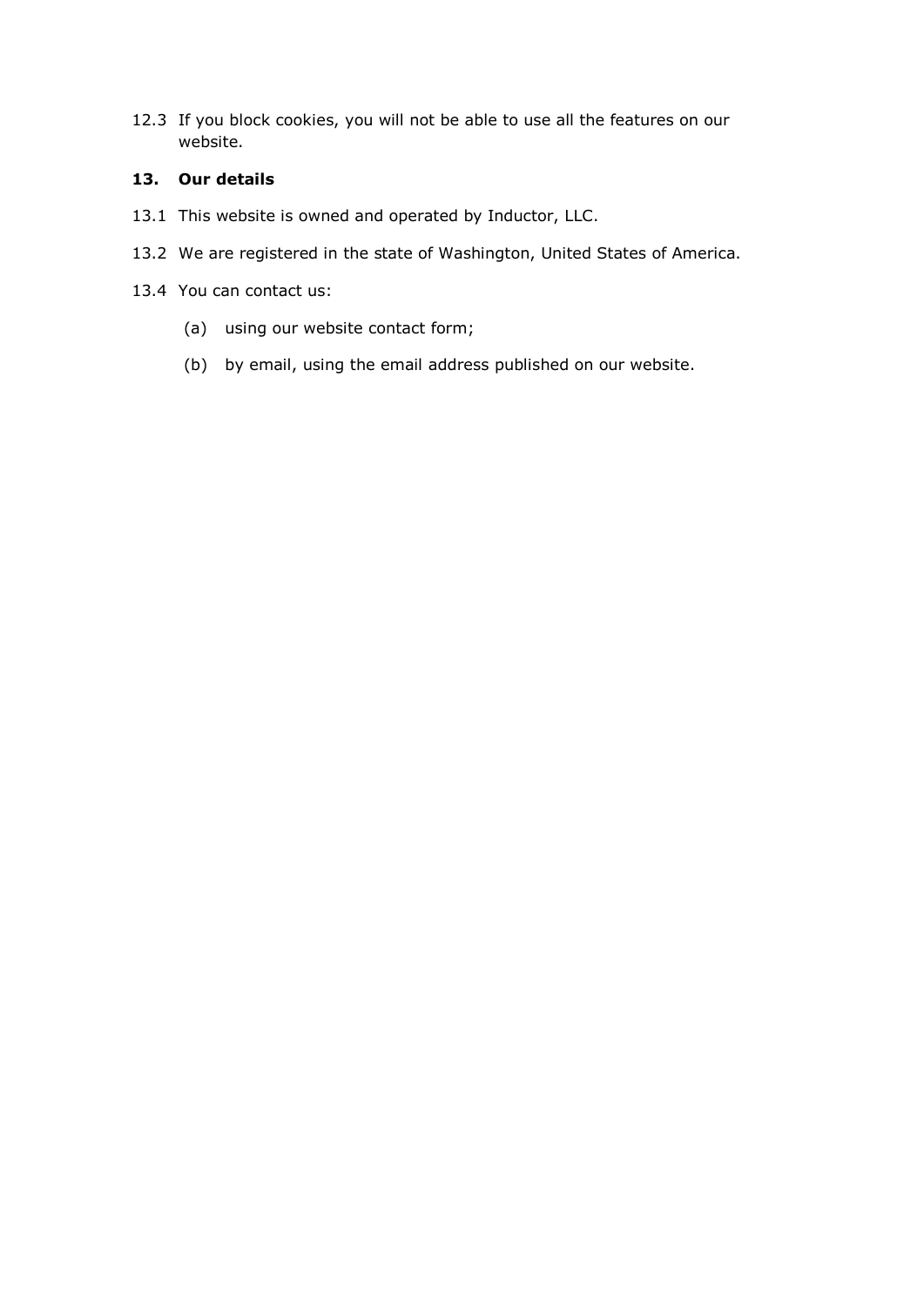12.3 If you block cookies, you will not be able to use all the features on our website.

## 13. Our details

13.1 This website is owned and operated by Inductor, LLC.

13.2 We are registered in the state of Washington, United States of America.

13.4 You can contact us:

(a) using our website contact form;

(b) by email, using the email address published on our website.